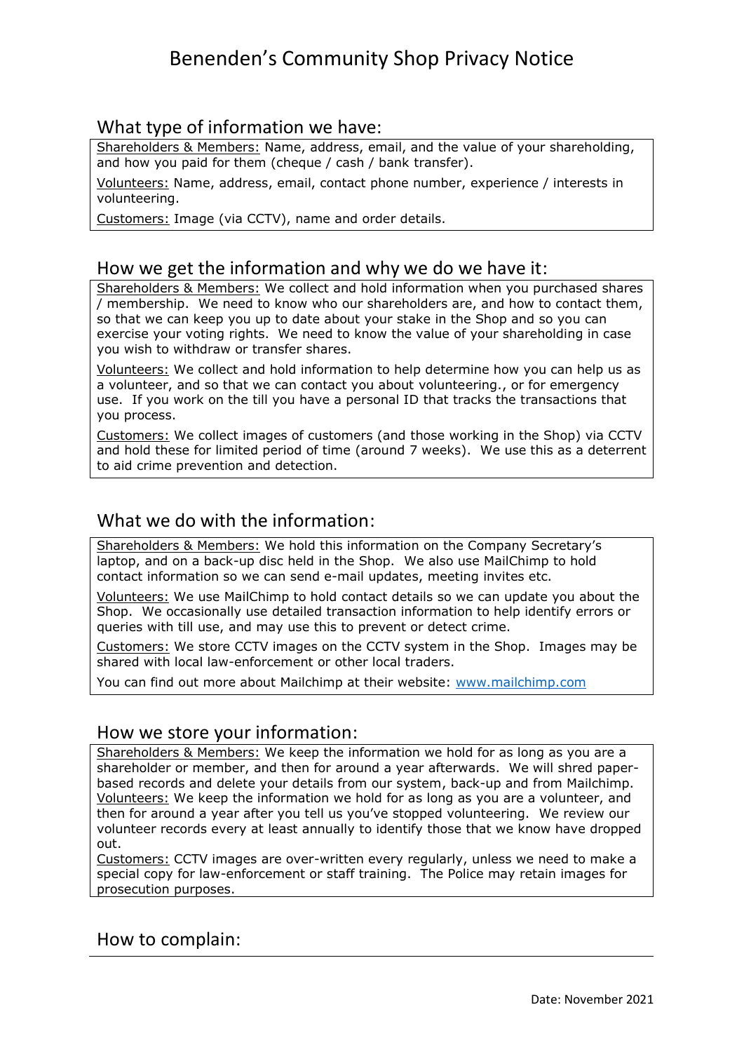# Benenden's Community Shop Privacy Notice

## What type of information we have:

Shareholders & Members: Name, address, email, and the value of your shareholding, and how you paid for them (cheque / cash / bank transfer).

Volunteers: Name, address, email, contact phone number, experience / interests in volunteering.

Customers: Image (via CCTV), name and order details.

## How we get the information and why we do we have it:

Shareholders & Members: We collect and hold information when you purchased shares / membership. We need to know who our shareholders are, and how to contact them, so that we can keep you up to date about your stake in the Shop and so you can exercise your voting rights. We need to know the value of your shareholding in case you wish to withdraw or transfer shares.

Volunteers: We collect and hold information to help determine how you can help us as a volunteer, and so that we can contact you about volunteering., or for emergency use. If you work on the till you have a personal ID that tracks the transactions that you process.

Customers: We collect images of customers (and those working in the Shop) via CCTV and hold these for limited period of time (around 7 weeks). We use this as a deterrent to aid crime prevention and detection.

## What we do with the information:

Shareholders & Members: We hold this information on the Company Secretary's laptop, and on a back-up disc held in the Shop. We also use MailChimp to hold contact information so we can send e-mail updates, meeting invites etc.

Volunteers: We use MailChimp to hold contact details so we can update you about the Shop. We occasionally use detailed transaction information to help identify errors or queries with till use, and may use this to prevent or detect crime.

Customers: We store CCTV images on the CCTV system in the Shop. Images may be shared with local law-enforcement or other local traders.

You can find out more about Mailchimp at their website: [www.mailchimp.com](http://www.mailchimp.com)

## How we store your information:

Shareholders & Members: We keep the information we hold for as long as you are a shareholder or member, and then for around a year afterwards. We will shred paper-based records and delete your details from our system, back-up and from Mailchimp.

Volunteers: We keep the information we hold for as long as you are a volunteer, and then for around a year after you tell us you've stopped volunteering. We review our volunteer records every at least annually to identify those that we know have dropped out.

Customers: CCTV images are over-written every regularly, unless we need to make a special copy for law-enforcement or staff training. The Police may retain images for prosecution purposes.

## How to complain:

Date: November 2021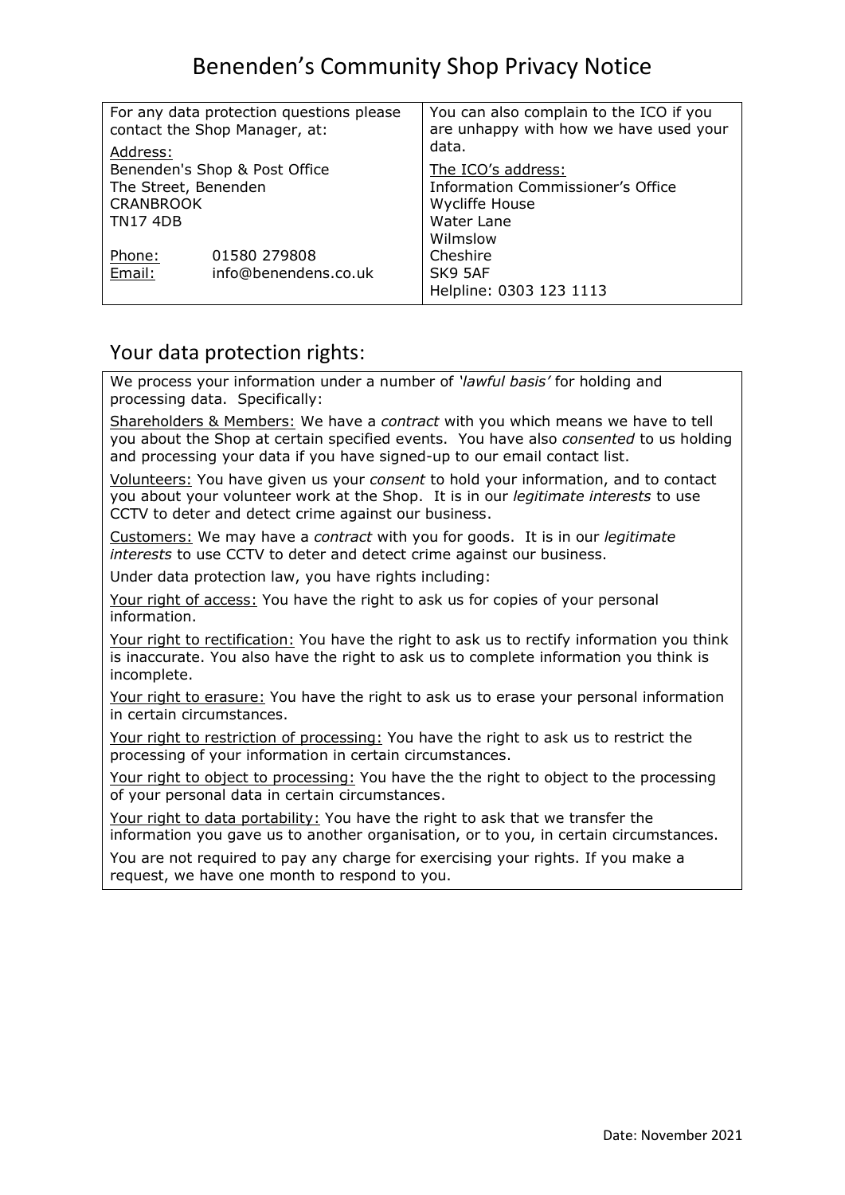# Benenden's Community Shop Privacy Notice

| | |
|---|---|
| For any data protection questions please contact the Shop Manager, at:<br><br>Address:<br>Benenden's Shop & Post Office<br>The Street, Benenden<br>CRANBROOK<br>TN17 4DB<br><br>Phone: 01580 279808<br>Email: info@benendens.co.uk | You can also complain to the ICO if you are unhappy with how we have used your data.<br><br>The ICO's address:<br>Information Commissioner's Office<br>Wycliffe House<br>Water Lane<br>Wilmslow<br>Cheshire<br>SK9 5AF<br>Helpline: 0303 123 1113 |

## Your data protection rights:

We process your information under a number of *'lawful basis'* for holding and processing data. Specifically:

Shareholders & Members: We have a *contract* with you which means we have to tell you about the Shop at certain specified events. You have also *consented* to us holding and processing your data if you have signed-up to our email contact list.

Volunteers: You have given us your *consent* to hold your information, and to contact you about your volunteer work at the Shop. It is in our *legitimate interests* to use CCTV to deter and detect crime against our business.

Customers: We may have a *contract* with you for goods. It is in our *legitimate interests* to use CCTV to deter and detect crime against our business.

Under data protection law, you have rights including:

Your right of access: You have the right to ask us for copies of your personal information.

Your right to rectification: You have the right to ask us to rectify information you think is inaccurate. You also have the right to ask us to complete information you think is incomplete.

Your right to erasure: You have the right to ask us to erase your personal information in certain circumstances.

Your right to restriction of processing: You have the right to ask us to restrict the processing of your information in certain circumstances.

Your right to object to processing: You have the the right to object to the processing of your personal data in certain circumstances.

Your right to data portability: You have the right to ask that we transfer the information you gave us to another organisation, or to you, in certain circumstances.

You are not required to pay any charge for exercising your rights. If you make a request, we have one month to respond to you.

Date: November 2021